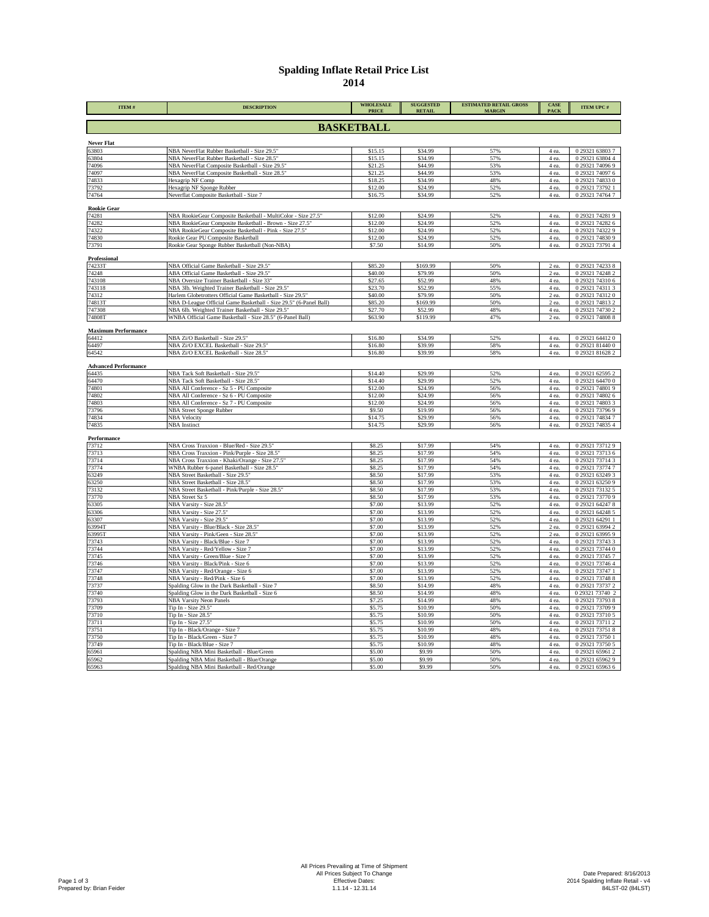# Spalding Inflate Retail Price List
## 2014

| ITEM # | DESCRIPTION | WHOLESALE PRICE | SUGGESTED RETAIL | ESTIMATED RETAIL GROSS MARGIN | CASE PACK | ITEM UPC # |
|---|---|---|---|---|---|---|
| **BASKETBALL** | | | | | | |
| **Never Flat** | | | | | | |
| 63803 | NBA NeverFlat Rubber Basketball - Size 29.5" | $15.15 | $34.99 | 57% | 4 ea. | 0 29321 63803 7 |
| 63804 | NBA NeverFlat Rubber Basketball - Size 28.5" | $15.15 | $34.99 | 57% | 4 ea. | 0 29321 63804 4 |
| 74096 | NBA NeverFlat Composite Basketball - Size 29.5" | $21.25 | $44.99 | 53% | 4 ea. | 0 29321 74096 9 |
| 74097 | NBA NeverFlat Composite Basketball - Size 28.5" | $21.25 | $44.99 | 53% | 4 ea. | 0 29321 74097 6 |
| 74833 | Hexagrip NF Comp | $18.25 | $34.99 | 48% | 4 ea. | 0 29321 74833 0 |
| 73792 | Hexagrip NF Sponge Rubber | $12.00 | $24.99 | 52% | 4 ea. | 0 29321 73792 1 |
| 74764 | Neverflat Composite Basketball - Size 7 | $16.75 | $34.99 | 52% | 4 ea. | 0 29321 74764 7 |
| **Rookie Gear** | | | | | | |
| 74281 | NBA RookieGear Composite Basketball - MultiColor - Size 27.5" | $12.00 | $24.99 | 52% | 4 ea. | 0 29321 74281 9 |
| 74282 | NBA RookieGear Composite Basketball - Brown - Size 27.5" | $12.00 | $24.99 | 52% | 4 ea. | 0 29321 74282 6 |
| 74322 | NBA RookieGear Composite Basketball - Pink - Size 27.5" | $12.00 | $24.99 | 52% | 4 ea. | 0 29321 74322 9 |
| 74830 | Rookie Gear PU Composite Basketball | $12.00 | $24.99 | 52% | 4 ea. | 0 29321 74830 9 |
| 73791 | Rookie Gear Sponge Rubber Basketball (Non-NBA) | $7.50 | $14.99 | 50% | 4 ea. | 0 29321 73791 4 |
| **Professional** | | | | | | |
| 74233T | NBA Official Game Basketball - Size 29.5" | $85.20 | $169.99 | 50% | 2 ea. | 0 29321 74233 8 |
| 74248 | ABA Official Game Basketball - Size 29.5" | $40.00 | $79.99 | 50% | 2 ea. | 0 29321 74248 2 |
| 743108 | NBA Oversize Trainer Basketball - Size 33" | $27.65 | $52.99 | 48% | 4 ea. | 0 29321 74310 6 |
| 743118 | NBA 3lb. Weighted Trainer Basketball - Size 29.5" | $23.70 | $52.99 | 55% | 4 ea. | 0 29321 74311 3 |
| 74312 | Harlem Globetrotters Official Game Basketball - Size 29.5" | $40.00 | $79.99 | 50% | 2 ea. | 0 29321 74312 0 |
| 74813T | NBA D-League Official Game Basketball - Size 29.5" (6-Panel Ball) | $85.20 | $169.99 | 50% | 2 ea. | 0 29321 74813 2 |
| 747308 | NBA 6lb. Weighted Trainer Basketball - Size 29.5" | $27.70 | $52.99 | 48% | 4 ea. | 0 29321 74730 2 |
| 74808T | WNBA Official Game Basketball - Size 28.5" (6-Panel Ball) | $63.90 | $119.99 | 47% | 2 ea. | 0 29321 74808 8 |
| **Maximum Performance** | | | | | | |
| 64412 | NBA Zi/O Basketball - Size 29.5" | $16.80 | $34.99 | 52% | 4 ea. | 0 29321 64412 0 |
| 64497 | NBA Zi/O EXCEL Basketball - Size 29.5" | $16.80 | $39.99 | 58% | 4 ea. | 0 29321 81440 0 |
| 64542 | NBA Zi/O EXCEL Basketball - Size 28.5" | $16.80 | $39.99 | 58% | 4 ea. | 0 29321 81628 2 |
| **Advanced Performance** | | | | | | |
| 64435 | NBA Tack Soft Basketball - Size 29.5" | $14.40 | $29.99 | 52% | 4 ea. | 0 29321 62595 2 |
| 64470 | NBA Tack Soft Basketball - Size 28.5" | $14.40 | $29.99 | 52% | 4 ea. | 0 29321 64470 0 |
| 74801 | NBA All Conference - Sz 5 - PU Composite | $12.00 | $24.99 | 56% | 4 ea. | 0 29321 74801 9 |
| 74802 | NBA All Conference - Sz 6 - PU Composite | $12.00 | $24.99 | 56% | 4 ea. | 0 29321 74802 6 |
| 74803 | NBA All Conference - Sz 7 - PU Composite | $12.00 | $24.99 | 56% | 4 ea. | 0 29321 74803 3 |
| 73796 | NBA Street Sponge Rubber | $9.50 | $19.99 | 56% | 4 ea. | 0 29321 73796 9 |
| 74834 | NBA Velocity | $14.75 | $29.99 | 56% | 4 ea. | 0 29321 74834 7 |
| 74835 | NBA Instinct | $14.75 | $29.99 | 56% | 4 ea. | 0 29321 74835 4 |
| **Performance** | | | | | | |
| 73712 | NBA Cross Traxxion - Blue/Red - Size 29.5" | $8.25 | $17.99 | 54% | 4 ea. | 0 29321 73712 9 |
| 73713 | NBA Cross Traxxion - Pink/Purple - Size 28.5" | $8.25 | $17.99 | 54% | 4 ea. | 0 29321 73713 6 |
| 73714 | NBA Cross Traxxion - Khaki/Orange - Size 27.5" | $8.25 | $17.99 | 54% | 4 ea. | 0 29321 73714 3 |
| 73774 | WNBA Rubber 6-panel Basketball - Size 28.5" | $8.25 | $17.99 | 54% | 4 ea. | 0 29321 73774 7 |
| 63249 | NBA Street Basketball - Size 29.5" | $8.50 | $17.99 | 53% | 4 ea. | 0 29321 63249 3 |
| 63250 | NBA Street Basketball - Size 28.5" | $8.50 | $17.99 | 53% | 4 ea. | 0 29321 63250 9 |
| 73132 | NBA Street Basketball - Pink/Purple - Size 28.5" | $8.50 | $17.99 | 53% | 4 ea. | 0 29321 73132 5 |
| 73770 | NBA Street Sz 5 | $8.50 | $17.99 | 53% | 4 ea. | 0 29321 73770 9 |
| 63305 | NBA Varsity - Size 28.5" | $7.00 | $13.99 | 52% | 4 ea. | 0 29321 64247 8 |
| 63306 | NBA Varsity - Size 27.5" | $7.00 | $13.99 | 52% | 4 ea. | 0 29321 64248 5 |
| 63307 | NBA Varsity - Size 29.5" | $7.00 | $13.99 | 52% | 4 ea. | 0 29321 64291 1 |
| 63994T | NBA Varsity - Blue/Black - Size 28.5" | $7.00 | $13.99 | 52% | 2 ea. | 0 29321 63994 2 |
| 63995T | NBA Varsity - Pink/Geen - Size 28.5" | $7.00 | $13.99 | 52% | 2 ea. | 0 29321 63995 9 |
| 73743 | NBA Varsity - Black/Blue - Size 7 | $7.00 | $13.99 | 52% | 4 ea. | 0 29321 73743 3 |
| 73744 | NBA Varsity - Red/Yellow - Size 7 | $7.00 | $13.99 | 52% | 4 ea. | 0 29321 73744 0 |
| 73745 | NBA Varsity - Green/Blue - Size 7 | $7.00 | $13.99 | 52% | 4 ea. | 0 29321 73745 7 |
| 73746 | NBA Varsity - Black/Pink - Size 6 | $7.00 | $13.99 | 52% | 4 ea. | 0 29321 73746 4 |
| 73747 | NBA Varsity - Red/Orange - Size 6 | $7.00 | $13.99 | 52% | 4 ea. | 0 29321 73747 1 |
| 73748 | NBA Varsity - Red/Pink - Size 6 | $7.00 | $13.99 | 52% | 4 ea. | 0 29321 73748 8 |
| 73737 | Spalding Glow in the Dark Basketball - Size 7 | $8.50 | $14.99 | 48% | 4 ea. | 0 29321 73737 2 |
| 73740 | Spalding Glow in the Dark Basketball - Size 6 | $8.50 | $14.99 | 48% | 4 ea. | 0 29321 73740 2 |
| 73793 | NBA Varsity Neon Panels | $7.25 | $14.99 | 48% | 4 ea. | 0 29321 73793 8 |
| 73709 | Tip In - Size 29.5" | $5.75 | $10.99 | 50% | 4 ea. | 0 29321 73709 9 |
| 73710 | Tip In - Size 28.5" | $5.75 | $10.99 | 50% | 4 ea. | 0 29321 73710 5 |
| 73711 | Tip In - Size 27.5" | $5.75 | $10.99 | 50% | 4 ea. | 0 29321 73711 2 |
| 73751 | Tip In - Black/Orange - Size 7 | $5.75 | $10.99 | 48% | 4 ea. | 0 29321 73751 8 |
| 73750 | Tip In - Black/Green - Size 7 | $5.75 | $10.99 | 48% | 4 ea. | 0 29321 73750 1 |
| 73749 | Tip In - Black/Blue - Size 7 | $5.75 | $10.99 | 48% | 4 ea. | 0 29321 73750 5 |
| 65961 | Spalding NBA Mini Basketball - Blue/Green | $5.00 | $9.99 | 50% | 4 ea. | 0 29321 65961 2 |
| 65962 | Spalding NBA Mini Basketball - Blue/Orange | $5.00 | $9.99 | 50% | 4 ea. | 0 29321 65962 9 |
| 65963 | Spalding NBA Mini Basketball - Red/Orange | $5.00 | $9.99 | 50% | 4 ea. | 0 29321 65963 6 |

All Prices Prevailing at Time of Shipment
All Prices Subject To Change
Effective Dates:
1.1.14 - 12.31.14

Prepared by: Brian Feider

Date Prepared: 8/16/2013
2014 Spalding Inflate Retail - v4
84LST-02 (84LST)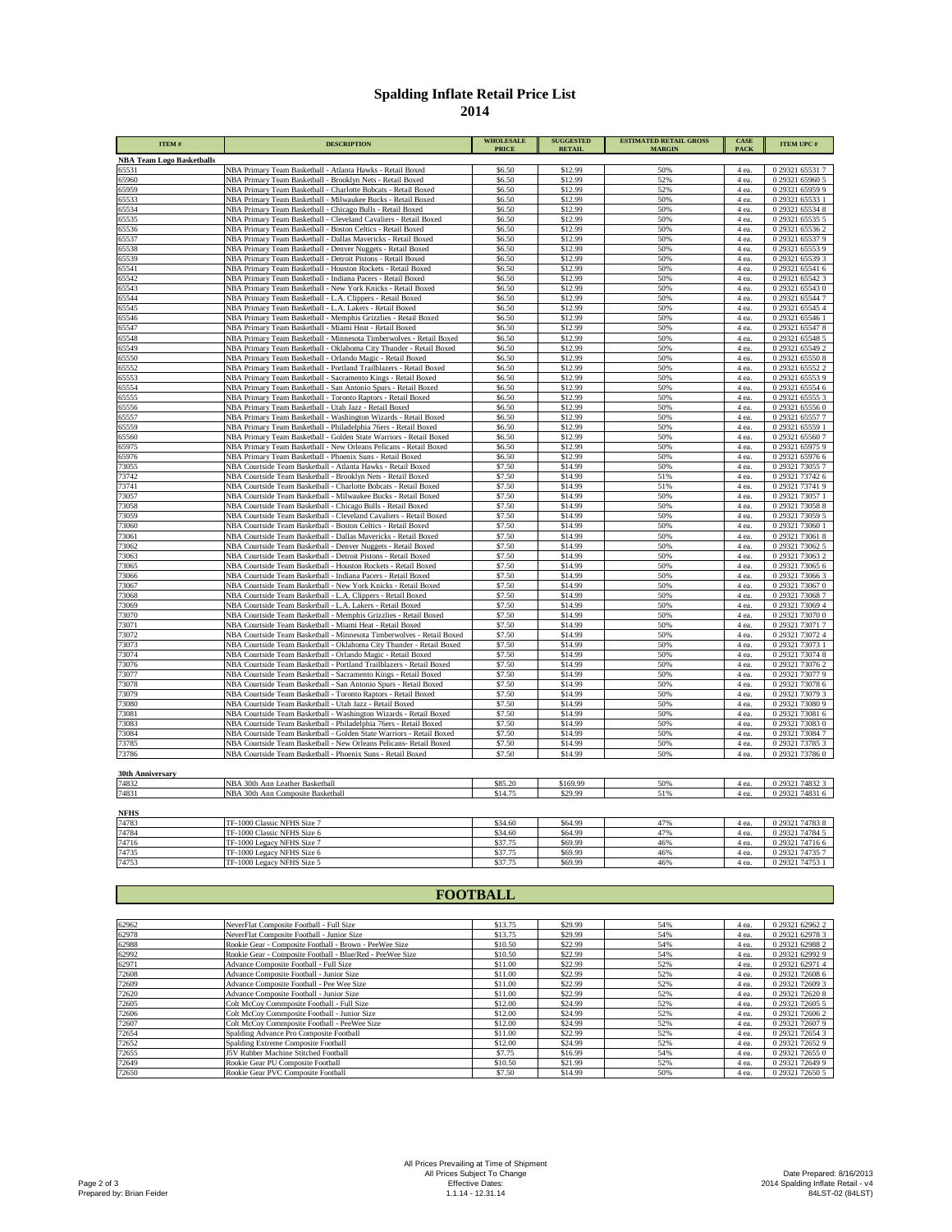# Spalding Inflate Retail Price List
## 2014

| ITEM # | DESCRIPTION | WHOLESALE PRICE | SUGGESTED RETAIL | ESTIMATED RETAIL GROSS MARGIN | CASE PACK | ITEM UPC # |
|---|---|---|---|---|---|---|
| **NBA Team Logo Basketballs** | | | | | | |
| 65531 | NBA Primary Team Basketball - Atlanta Hawks - Retail Boxed | $6.50 | $12.99 | 50% | 4 ea. | 0 29321 65531 7 |
| 65960 | NBA Primary Team Basketball - Brooklyn Nets - Retail Boxed | $6.50 | $12.99 | 52% | 4 ea. | 0 29321 65960 5 |
| 65959 | NBA Primary Team Basketball - Charlotte Bobcats - Retail Boxed | $6.50 | $12.99 | 52% | 4 ea. | 0 29321 65959 9 |
| 65533 | NBA Primary Team Basketball - Milwaukee Bucks - Retail Boxed | $6.50 | $12.99 | 50% | 4 ea. | 0 29321 65533 1 |
| 65534 | NBA Primary Team Basketball - Chicago Bulls - Retail Boxed | $6.50 | $12.99 | 50% | 4 ea. | 0 29321 65534 8 |
| 65535 | NBA Primary Team Basketball - Cleveland Cavaliers - Retail Boxed | $6.50 | $12.99 | 50% | 4 ea. | 0 29321 65535 5 |
| 65536 | NBA Primary Team Basketball - Boston Celtics - Retail Boxed | $6.50 | $12.99 | 50% | 4 ea. | 0 29321 65536 2 |
| 65537 | NBA Primary Team Basketball - Dallas Mavericks - Retail Boxed | $6.50 | $12.99 | 50% | 4 ea. | 0 29321 65537 9 |
| 65538 | NBA Primary Team Basketball - Denver Nuggets - Retail Boxed | $6.50 | $12.99 | 50% | 4 ea. | 0 29321 65553 9 |
| 65539 | NBA Primary Team Basketball - Detroit Pistons - Retail Boxed | $6.50 | $12.99 | 50% | 4 ea. | 0 29321 65539 3 |
| 65541 | NBA Primary Team Basketball - Houston Rockets - Retail Boxed | $6.50 | $12.99 | 50% | 4 ea. | 0 29321 65541 6 |
| 65542 | NBA Primary Team Basketball - Indiana Pacers - Retail Boxed | $6.50 | $12.99 | 50% | 4 ea. | 0 29321 65542 3 |
| 65543 | NBA Primary Team Basketball - New York Knicks - Retail Boxed | $6.50 | $12.99 | 50% | 4 ea. | 0 29321 65543 0 |
| 65544 | NBA Primary Team Basketball - L.A. Clippers - Retail Boxed | $6.50 | $12.99 | 50% | 4 ea. | 0 29321 65544 7 |
| 65545 | NBA Primary Team Basketball - L.A. Lakers - Retail Boxed | $6.50 | $12.99 | 50% | 4 ea. | 0 29321 65545 4 |
| 65546 | NBA Primary Team Basketball - Memphis Grizzlies - Retail Boxed | $6.50 | $12.99 | 50% | 4 ea. | 0 29321 65546 1 |
| 65547 | NBA Primary Team Basketball - Miami Heat - Retail Boxed | $6.50 | $12.99 | 50% | 4 ea. | 0 29321 65547 8 |
| 65548 | NBA Primary Team Basketball - Minnesota Timberwolves - Retail Boxed | $6.50 | $12.99 | 50% | 4 ea. | 0 29321 65548 5 |
| 65549 | NBA Primary Team Basketball - Oklahoma City Thunder - Retail Boxed | $6.50 | $12.99 | 50% | 4 ea. | 0 29321 65549 2 |
| 65550 | NBA Primary Team Basketball - Orlando Magic - Retail Boxed | $6.50 | $12.99 | 50% | 4 ea. | 0 29321 65550 8 |
| 65552 | NBA Primary Team Basketball - Portland Trailblazers - Retail Boxed | $6.50 | $12.99 | 50% | 4 ea. | 0 29321 65552 2 |
| 65553 | NBA Primary Team Basketball - Sacramento Kings - Retail Boxed | $6.50 | $12.99 | 50% | 4 ea. | 0 29321 65553 9 |
| 65554 | NBA Primary Team Basketball - San Antonio Spurs - Retail Boxed | $6.50 | $12.99 | 50% | 4 ea. | 0 29321 65554 6 |
| 65555 | NBA Primary Team Basketball - Toronto Raptors - Retail Boxed | $6.50 | $12.99 | 50% | 4 ea. | 0 29321 65555 3 |
| 65556 | NBA Primary Team Basketball - Utah Jazz - Retail Boxed | $6.50 | $12.99 | 50% | 4 ea. | 0 29321 65556 0 |
| 65557 | NBA Primary Team Basketball - Washington Wizards - Retail Boxed | $6.50 | $12.99 | 50% | 4 ea. | 0 29321 65557 7 |
| 65559 | NBA Primary Team Basketball - Philadelphia 76ers - Retail Boxed | $6.50 | $12.99 | 50% | 4 ea. | 0 29321 65559 1 |
| 65560 | NBA Primary Team Basketball - Golden State Warriors - Retail Boxed | $6.50 | $12.99 | 50% | 4 ea. | 0 29321 65560 7 |
| 65975 | NBA Primary Team Basketball - New Orleans Pelicans - Retail Boxed | $6.50 | $12.99 | 50% | 4 ea. | 0 29321 65975 9 |
| 65976 | NBA Primary Team Basketball - Phoenix Suns - Retail Boxed | $6.50 | $12.99 | 50% | 4 ea. | 0 29321 65976 6 |
| 73055 | NBA Courtside Team Basketball - Atlanta Hawks - Retail Boxed | $7.50 | $14.99 | 50% | 4 ea. | 0 29321 73055 7 |
| 73742 | NBA Courtside Team Basketball - Brooklyn Nets - Retail Boxed | $7.50 | $14.99 | 51% | 4 ea. | 0 29321 73742 6 |
| 73741 | NBA Courtside Team Basketball - Charlotte Bobcats - Retail Boxed | $7.50 | $14.99 | 51% | 4 ea. | 0 29321 73741 9 |
| 73057 | NBA Courtside Team Basketball - Milwaukee Bucks - Retail Boxed | $7.50 | $14.99 | 50% | 4 ea. | 0 29321 73057 1 |
| 73058 | NBA Courtside Team Basketball - Chicago Bulls - Retail Boxed | $7.50 | $14.99 | 50% | 4 ea. | 0 29321 73058 8 |
| 73059 | NBA Courtside Team Basketball - Cleveland Cavaliers - Retail Boxed | $7.50 | $14.99 | 50% | 4 ea. | 0 29321 73059 5 |
| 73060 | NBA Courtside Team Basketball - Boston Celtics - Retail Boxed | $7.50 | $14.99 | 50% | 4 ea. | 0 29321 73060 1 |
| 73061 | NBA Courtside Team Basketball - Dallas Mavericks - Retail Boxed | $7.50 | $14.99 | 50% | 4 ea. | 0 29321 73061 8 |
| 73062 | NBA Courtside Team Basketball - Denver Nuggets - Retail Boxed | $7.50 | $14.99 | 50% | 4 ea. | 0 29321 73062 5 |
| 73063 | NBA Courtside Team Basketball - Detroit Pistons - Retail Boxed | $7.50 | $14.99 | 50% | 4 ea. | 0 29321 73063 2 |
| 73065 | NBA Courtside Team Basketball - Houston Rockets - Retail Boxed | $7.50 | $14.99 | 50% | 4 ea. | 0 29321 73065 6 |
| 73066 | NBA Courtside Team Basketball - Indiana Pacers - Retail Boxed | $7.50 | $14.99 | 50% | 4 ea. | 0 29321 73066 3 |
| 73067 | NBA Courtside Team Basketball - New York Knicks - Retail Boxed | $7.50 | $14.99 | 50% | 4 ea. | 0 29321 73067 0 |
| 73068 | NBA Courtside Team Basketball - L.A. Clippers - Retail Boxed | $7.50 | $14.99 | 50% | 4 ea. | 0 29321 73068 7 |
| 73069 | NBA Courtside Team Basketball - L.A. Lakers - Retail Boxed | $7.50 | $14.99 | 50% | 4 ea. | 0 29321 73069 4 |
| 73070 | NBA Courtside Team Basketball - Memphis Grizzlies - Retail Boxed | $7.50 | $14.99 | 50% | 4 ea. | 0 29321 73070 0 |
| 73071 | NBA Courtside Team Basketball - Miami Heat - Retail Boxed | $7.50 | $14.99 | 50% | 4 ea. | 0 29321 73071 7 |
| 73072 | NBA Courtside Team Basketball - Minnesota Timberwolves - Retail Boxed | $7.50 | $14.99 | 50% | 4 ea. | 0 29321 73072 4 |
| 73073 | NBA Courtside Team Basketball - Oklahoma City Thunder - Retail Boxed | $7.50 | $14.99 | 50% | 4 ea. | 0 29321 73073 1 |
| 73074 | NBA Courtside Team Basketball - Orlando Magic - Retail Boxed | $7.50 | $14.99 | 50% | 4 ea. | 0 29321 73074 8 |
| 73076 | NBA Courtside Team Basketball - Portland Trailblazers - Retail Boxed | $7.50 | $14.99 | 50% | 4 ea. | 0 29321 73076 2 |
| 73077 | NBA Courtside Team Basketball - Sacramento Kings - Retail Boxed | $7.50 | $14.99 | 50% | 4 ea. | 0 29321 73077 9 |
| 73078 | NBA Courtside Team Basketball - San Antonio Spurs - Retail Boxed | $7.50 | $14.99 | 50% | 4 ea. | 0 29321 73078 6 |
| 73079 | NBA Courtside Team Basketball - Toronto Raptors - Retail Boxed | $7.50 | $14.99 | 50% | 4 ea. | 0 29321 73079 3 |
| 73080 | NBA Courtside Team Basketball - Utah Jazz - Retail Boxed | $7.50 | $14.99 | 50% | 4 ea. | 0 29321 73080 9 |
| 73081 | NBA Courtside Team Basketball - Washington Wizards - Retail Boxed | $7.50 | $14.99 | 50% | 4 ea. | 0 29321 73081 6 |
| 73083 | NBA Courtside Team Basketball - Philadelphia 76ers - Retail Boxed | $7.50 | $14.99 | 50% | 4 ea. | 0 29321 73083 0 |
| 73084 | NBA Courtside Team Basketball - Golden State Warriors - Retail Boxed | $7.50 | $14.99 | 50% | 4 ea. | 0 29321 73084 7 |
| 73785 | NBA Courtside Team Basketball - New Orleans Pelicans- Retail Boxed | $7.50 | $14.99 | 50% | 4 ea. | 0 29321 73785 3 |
| 73786 | NBA Courtside Team Basketball - Phoenix Suns - Retail Boxed | $7.50 | $14.99 | 50% | 4 ea. | 0 29321 73786 0 |
| **30th Anniversary** | | | | | | |
| 74832 | NBA 30th Ann Leather Basketball | $85.20 | $169.99 | 50% | 4 ea. | 0 29321 74832 3 |
| 74831 | NBA 30th Ann Composite Basketball | $14.75 | $29.99 | 51% | 4 ea. | 0 29321 74831 6 |
| **NFHS** | | | | | | |
| 74783 | TF-1000 Classic NFHS Size 7 | $34.60 | $64.99 | 47% | 4 ea. | 0 29321 74783 8 |
| 74784 | TF-1000 Classic NFHS Size 6 | $34.60 | $64.99 | 47% | 4 ea. | 0 29321 74784 5 |
| 74716 | TF-1000 Legacy NFHS Size 7 | $37.75 | $69.99 | 46% | 4 ea. | 0 29321 74716 6 |
| 74735 | TF-1000 Legacy NFHS Size 6 | $37.75 | $69.99 | 46% | 4 ea. | 0 29321 74735 7 |
| 74753 | TF-1000 Legacy NFHS Size 5 | $37.75 | $69.99 | 46% | 4 ea. | 0 29321 74753 1 |

## FOOTBALL

| ITEM # | DESCRIPTION | WHOLESALE PRICE | SUGGESTED RETAIL | ESTIMATED RETAIL GROSS MARGIN | CASE PACK | ITEM UPC # |
|---|---|---|---|---|---|---|
| 62962 | NeverFlat Composite Football - Full Size | $13.75 | $29.99 | 54% | 4 ea. | 0 29321 62962 2 |
| 62978 | NeverFlat Composite Football - Junior Size | $13.75 | $29.99 | 54% | 4 ea. | 0 29321 62978 3 |
| 62988 | Rookie Gear - Composite Football - Brown - PeeWee Size | $10.50 | $22.99 | 54% | 4 ea. | 0 29321 62988 2 |
| 62992 | Rookie Gear - Composite Football - Blue/Red - PeeWee Size | $10.50 | $22.99 | 54% | 4 ea. | 0 29321 62992 9 |
| 62971 | Advance Composite Football - Full Size | $11.00 | $22.99 | 52% | 4 ea. | 0 29321 62971 4 |
| 72608 | Advance Composite Football - Junior Size | $11.00 | $22.99 | 52% | 4 ea. | 0 29321 72608 6 |
| 72609 | Advance Composite Football - Pee Wee Size | $11.00 | $22.99 | 52% | 4 ea. | 0 29321 72609 3 |
| 72620 | Advance Composite Football - Junior Size | $11.00 | $22.99 | 52% | 4 ea. | 0 29321 72620 8 |
| 72605 | Colt McCoy Commposite Football - Full Size | $12.00 | $24.99 | 52% | 4 ea. | 0 29321 72605 5 |
| 72606 | Colt McCoy Commposite Football - Junior Size | $12.00 | $24.99 | 52% | 4 ea. | 0 29321 72606 2 |
| 72607 | Colt McCoy Commposite Football - PeeWee Size | $12.00 | $24.99 | 52% | 4 ea. | 0 29321 72607 9 |
| 72654 | Spalding Advance Pro Composite Football | $11.00 | $22.99 | 52% | 4 ea. | 0 29321 72654 3 |
| 72652 | Spalding Extreme Composite Football | $12.00 | $24.99 | 52% | 4 ea. | 0 29321 72652 9 |
| 72655 | J5V Rubber Machine Stitched Football | $7.75 | $16.99 | 54% | 4 ea. | 0 29321 72655 0 |
| 72649 | Rookie Gear PU Composite Football | $10.50 | $21.99 | 52% | 4 ea. | 0 29321 72649 9 |
| 72650 | Rookie Gear PVC Composite Football | $7.50 | $14.99 | 50% | 4 ea. | 0 29321 72650 5 |

All Prices Prevailing at Time of Shipment
All Prices Subject To Change
Effective Dates:
1.1.14 - 12.31.14

Prepared by: Brian Feider

Date Prepared: 8/16/2013
2014 Spalding Inflate Retail - v4
84LST-02 (84LST)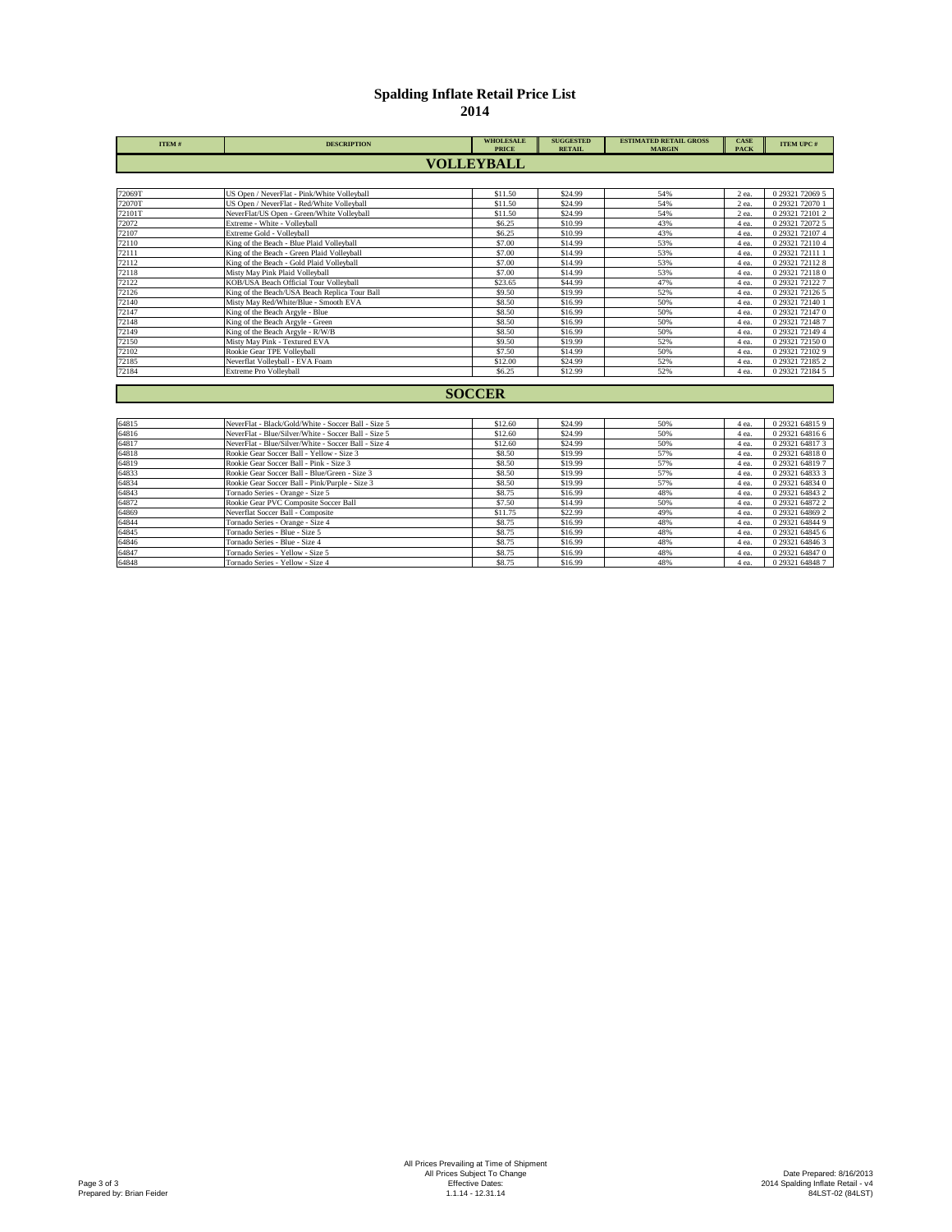# Spalding Inflate Retail Price List
## 2014

| ITEM # | DESCRIPTION | WHOLESALE PRICE | SUGGESTED RETAIL | ESTIMATED RETAIL GROSS MARGIN | CASE PACK | ITEM UPC # |
|---|---|---|---|---|---|---|
| **VOLLEYBALL** | | | | | | |
| 72069T | US Open / NeverFlat - Pink/White Volleyball | $11.50 | $24.99 | 54% | 2 ea. | 0 29321 72069 5 |
| 72070T | US Open / NeverFlat - Red/White Volleyball | $11.50 | $24.99 | 54% | 2 ea. | 0 29321 72070 1 |
| 72101T | NeverFlat/US Open - Green/White Volleyball | $11.50 | $24.99 | 54% | 2 ea. | 0 29321 72101 2 |
| 72072 | Extreme - White - Volleyball | $6.25 | $10.99 | 43% | 4 ea. | 0 29321 72072 5 |
| 72107 | Extreme Gold - Volleyball | $6.25 | $10.99 | 43% | 4 ea. | 0 29321 72107 4 |
| 72110 | King of the Beach - Blue Plaid Volleyball | $7.00 | $14.99 | 53% | 4 ea. | 0 29321 72110 4 |
| 72111 | King of the Beach - Green Plaid Volleyball | $7.00 | $14.99 | 53% | 4 ea. | 0 29321 72111 1 |
| 72112 | King of the Beach - Gold Plaid Volleyball | $7.00 | $14.99 | 53% | 4 ea. | 0 29321 72112 8 |
| 72118 | Misty May Pink Plaid Volleyball | $7.00 | $14.99 | 53% | 4 ea. | 0 29321 72118 0 |
| 72122 | KOB/USA Beach Official Tour Volleyball | $23.65 | $44.99 | 47% | 4 ea. | 0 29321 72122 7 |
| 72126 | King of the Beach/USA Beach Replica Tour Ball | $9.50 | $19.99 | 52% | 4 ea. | 0 29321 72126 5 |
| 72140 | Misty May Red/White/Blue - Smooth EVA | $8.50 | $16.99 | 50% | 4 ea. | 0 29321 72140 1 |
| 72147 | King of the Beach Argyle - Blue | $8.50 | $16.99 | 50% | 4 ea. | 0 29321 72147 0 |
| 72148 | King of the Beach Argyle - Green | $8.50 | $16.99 | 50% | 4 ea. | 0 29321 72148 7 |
| 72149 | King of the Beach Argyle - R/W/B | $8.50 | $16.99 | 50% | 4 ea. | 0 29321 72149 4 |
| 72150 | Misty May Pink - Textured EVA | $9.50 | $19.99 | 52% | 4 ea. | 0 29321 72150 0 |
| 72102 | Rookie Gear TPE Volleyball | $7.50 | $14.99 | 50% | 4 ea. | 0 29321 72102 9 |
| 72185 | Neverflat Volleyball - EVA Foam | $12.00 | $24.99 | 52% | 4 ea. | 0 29321 72185 2 |
| 72184 | Extreme Pro Volleyball | $6.25 | $12.99 | 52% | 4 ea. | 0 29321 72184 5 |
| **SOCCER** | | | | | | |
| 64815 | NeverFlat - Black/Gold/White - Soccer Ball - Size 5 | $12.60 | $24.99 | 50% | 4 ea. | 0 29321 64815 9 |
| 64816 | NeverFlat - Blue/Silver/White - Soccer Ball - Size 5 | $12.60 | $24.99 | 50% | 4 ea. | 0 29321 64816 6 |
| 64817 | NeverFlat - Blue/Silver/White - Soccer Ball - Size 4 | $12.60 | $24.99 | 50% | 4 ea. | 0 29321 64817 3 |
| 64818 | Rookie Gear Soccer Ball - Yellow - Size 3 | $8.50 | $19.99 | 57% | 4 ea. | 0 29321 64818 0 |
| 64819 | Rookie Gear Soccer Ball - Pink - Size 3 | $8.50 | $19.99 | 57% | 4 ea. | 0 29321 64819 7 |
| 64833 | Rookie Gear Soccer Ball - Blue/Green - Size 3 | $8.50 | $19.99 | 57% | 4 ea. | 0 29321 64833 3 |
| 64834 | Rookie Gear Soccer Ball - Pink/Purple - Size 3 | $8.50 | $19.99 | 57% | 4 ea. | 0 29321 64834 0 |
| 64843 | Tornado Series - Orange - Size 5 | $8.75 | $16.99 | 48% | 4 ea. | 0 29321 64843 2 |
| 64872 | Rookie Gear PVC Composite Soccer Ball | $7.50 | $14.99 | 50% | 4 ea. | 0 29321 64872 2 |
| 64869 | Neverflat Soccer Ball - Composite | $11.75 | $22.99 | 49% | 4 ea. | 0 29321 64869 2 |
| 64844 | Tornado Series - Orange - Size 4 | $8.75 | $16.99 | 48% | 4 ea. | 0 29321 64844 9 |
| 64845 | Tornado Series - Blue - Size 5 | $8.75 | $16.99 | 48% | 4 ea. | 0 29321 64845 6 |
| 64846 | Tornado Series - Blue - Size 4 | $8.75 | $16.99 | 48% | 4 ea. | 0 29321 64846 3 |
| 64847 | Tornado Series - Yellow - Size 5 | $8.75 | $16.99 | 48% | 4 ea. | 0 29321 64847 0 |
| 64848 | Tornado Series - Yellow - Size 4 | $8.75 | $16.99 | 48% | 4 ea. | 0 29321 64848 7 |

Prepared by: Brian Feider

All Prices Prevailing at Time of Shipment
All Prices Subject To Change
Effective Dates:
1.1.14 - 12.31.14

Date Prepared: 8/16/2013
2014 Spalding Inflate Retail - v4
84LST-02 (84LST)